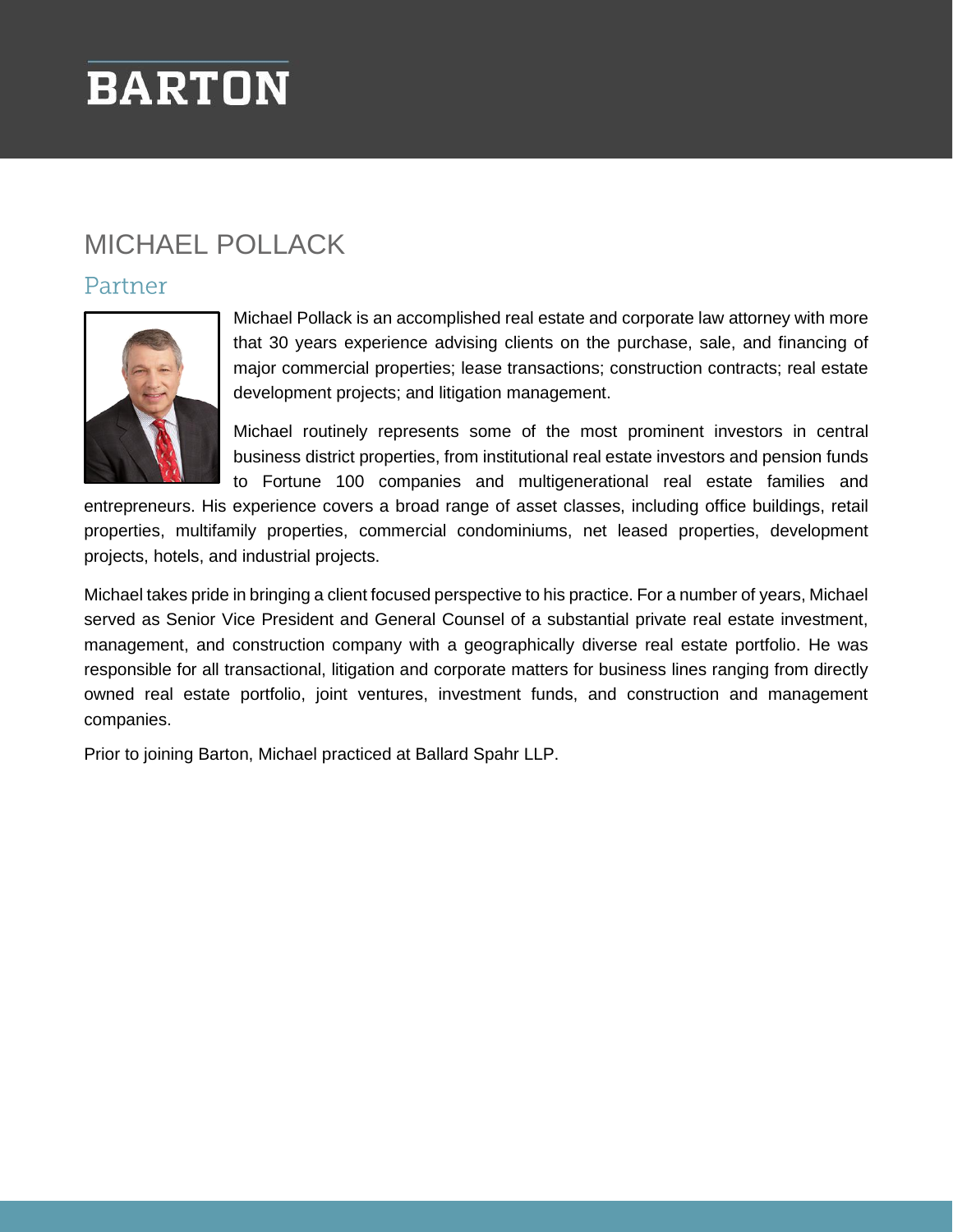# BARTON

## MICHAEL POLLACK

### Partner

Michael Pollack is an accomplished real estate and corporate law attorney with more that 30 years experience advising clients on the purchase, sale, and financing of major commercial properties; lease transactions; construction contracts; real estate development projects; and litigation management.

Michael routinely represents some of the most prominent investors in central business district properties, from institutional real estate investors and pension funds to Fortune 100 companies and multigenerational real estate families and entrepreneurs. His experience covers a broad range of asset classes, including office buildings, retail properties, multifamily properties, commercial condominiums, net leased properties, development projects, hotels, and industrial projects.

Michael takes pride in bringing a client focused perspective to his practice. For a number of years, Michael served as Senior Vice President and General Counsel of a substantial private real estate investment, management, and construction company with a geographically diverse real estate portfolio. He was responsible for all transactional, litigation and corporate matters for business lines ranging from directly owned real estate portfolio, joint ventures, investment funds, and construction and management companies.

Prior to joining Barton, Michael practiced at Ballard Spahr LLP.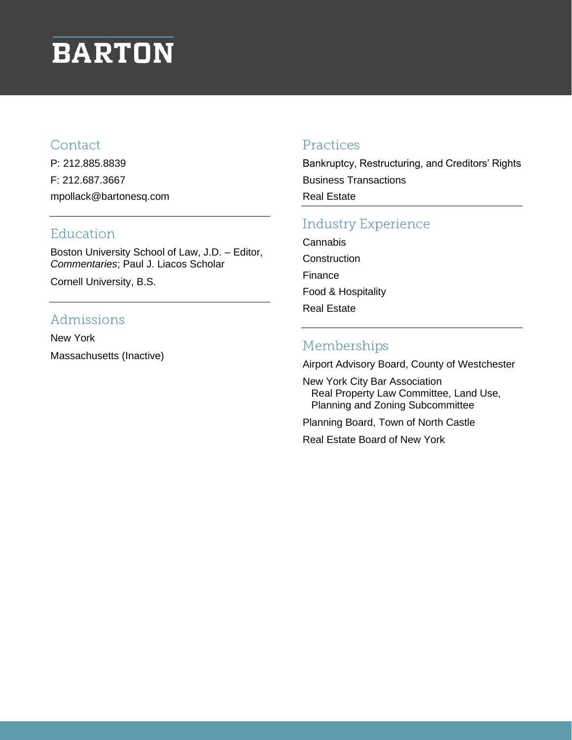# BARTON

## Contact

P: 212.885.8839

F: 212.687.3667

mpollack@bartonesq.com

## Education

Boston University School of Law, J.D. – Editor, *Commentaries*; Paul J. Liacos Scholar

Cornell University, B.S.

## Admissions

New York

Massachusetts (Inactive)

## Practices

Bankruptcy, Restructuring, and Creditors' Rights

Business Transactions

Real Estate

## Industry Experience

Cannabis

Construction

Finance

Food & Hospitality

Real Estate

## Memberships

Airport Advisory Board, County of Westchester

New York City Bar Association
  Real Property Law Committee, Land Use, Planning and Zoning Subcommittee

Planning Board, Town of North Castle

Real Estate Board of New York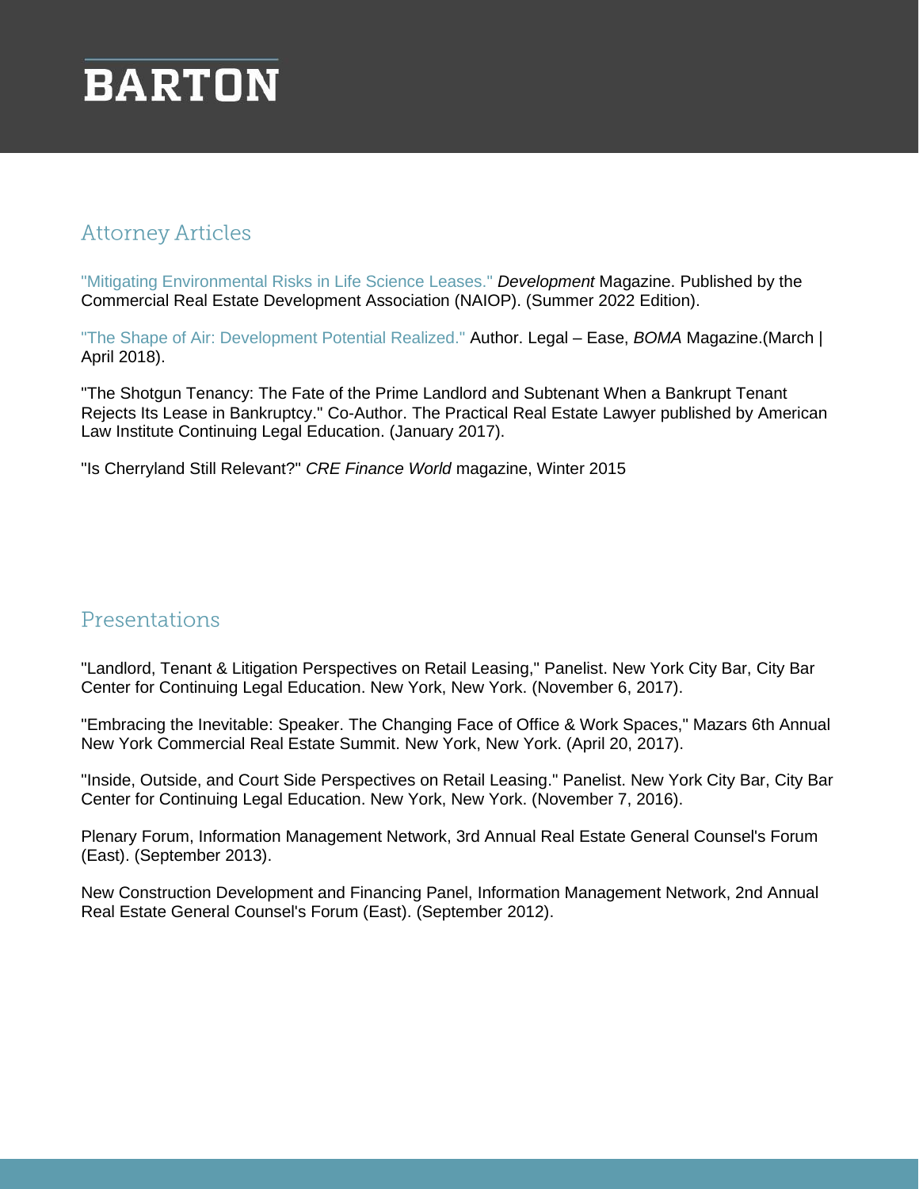# BARTON

## Attorney Articles

"Mitigating Environmental Risks in Life Science Leases." *Development* Magazine. Published by the Commercial Real Estate Development Association (NAIOP). (Summer 2022 Edition).

"The Shape of Air: Development Potential Realized." Author. Legal – Ease, *BOMA* Magazine.(March | April 2018).

"The Shotgun Tenancy: The Fate of the Prime Landlord and Subtenant When a Bankrupt Tenant Rejects Its Lease in Bankruptcy." Co-Author. The Practical Real Estate Lawyer published by American Law Institute Continuing Legal Education. (January 2017).

"Is Cherryland Still Relevant?" *CRE Finance World* magazine, Winter 2015

## Presentations

"Landlord, Tenant & Litigation Perspectives on Retail Leasing," Panelist. New York City Bar, City Bar Center for Continuing Legal Education. New York, New York. (November 6, 2017).

"Embracing the Inevitable: Speaker. The Changing Face of Office & Work Spaces," Mazars 6th Annual New York Commercial Real Estate Summit. New York, New York. (April 20, 2017).

"Inside, Outside, and Court Side Perspectives on Retail Leasing." Panelist. New York City Bar, City Bar Center for Continuing Legal Education. New York, New York. (November 7, 2016).

Plenary Forum, Information Management Network, 3rd Annual Real Estate General Counsel's Forum (East). (September 2013).

New Construction Development and Financing Panel, Information Management Network, 2nd Annual Real Estate General Counsel's Forum (East). (September 2012).